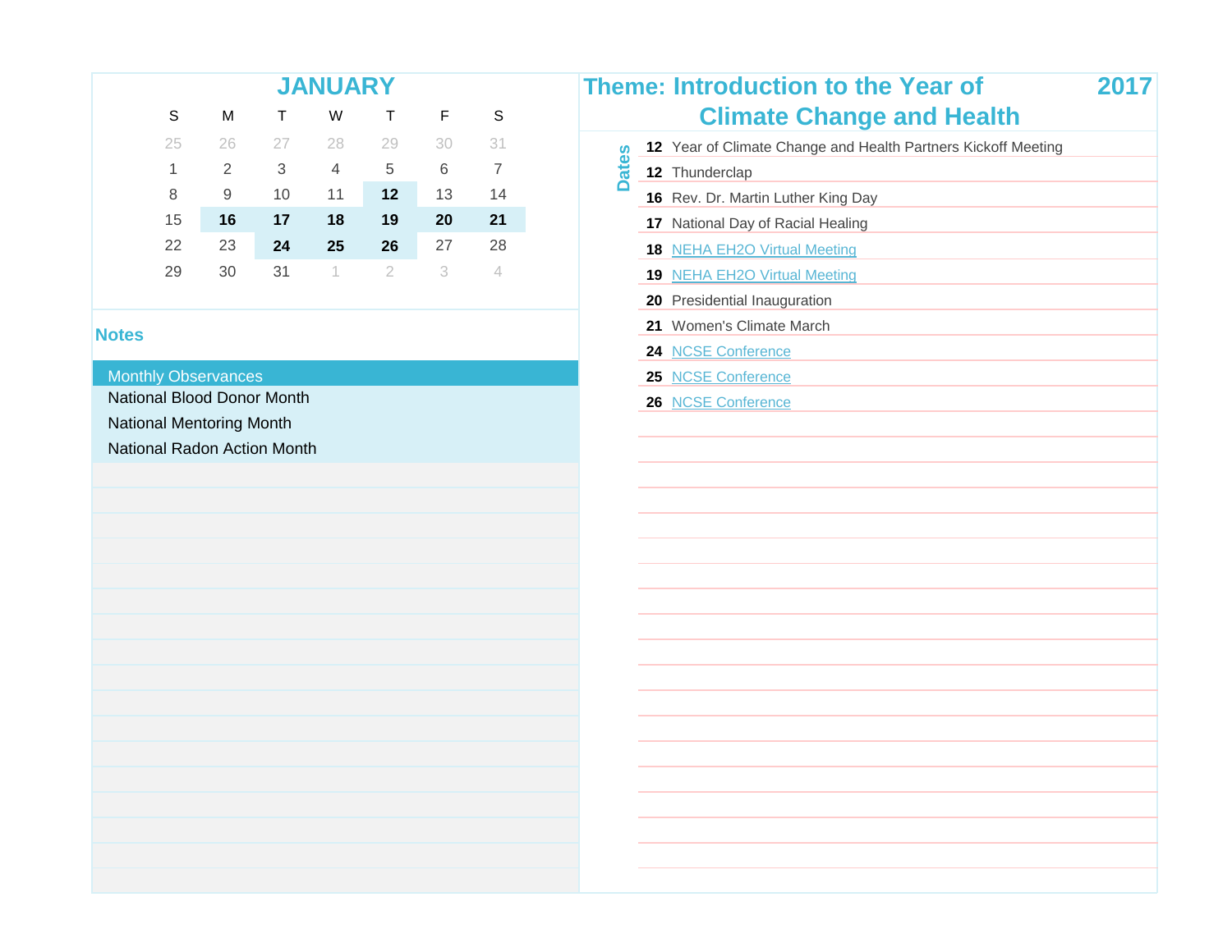# JANUARY

| S | M | T | W | T | F | S |
|---|---|---|---|---|---|---|
| 25 | 26 | 27 | 28 | 29 | 30 | 31 |
| 1 | 2 | 3 | 4 | 5 | 6 | 7 |
| 8 | 9 | 10 | 11 | **12** | 13 | 14 |
| 15 | **16** | **17** | **18** | **19** | **20** | **21** |
| 22 | 23 | **24** | **25** | **26** | 27 | 28 |
| 29 | 30 | 31 | 1 | 2 | 3 | 4 |

## Theme: Introduction to the Year of Climate Change and Health

2017

### Notes

**Monthly Observances**

National Blood Donor Month

National Mentoring Month

National Radon Action Month

### Dates

**12** Year of Climate Change and Health Partners Kickoff Meeting

**12** Thunderclap

**16** Rev. Dr. Martin Luther King Day

**17** National Day of Racial Healing

**18** NEHA EH2O Virtual Meeting

**19** NEHA EH2O Virtual Meeting

**20** Presidential Inauguration

**21** Women's Climate March

**24** NCSE Conference

**25** NCSE Conference

**26** NCSE Conference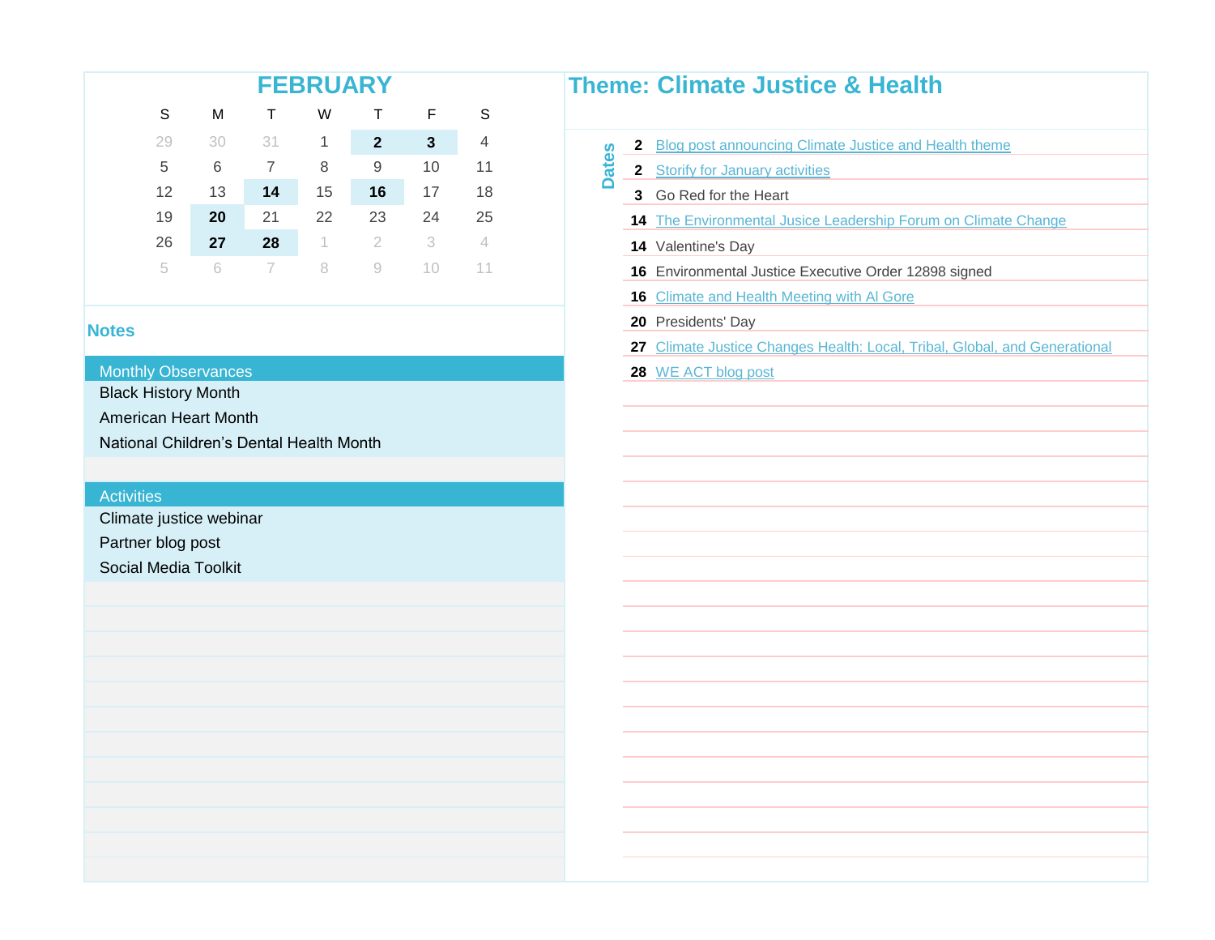## FEBRUARY

| S | M | T | W | T | F | S |
|---|---|---|---|---|---|---|
| 29 | 30 | 31 | 1 | **2** | **3** | 4 |
| 5 | 6 | 7 | 8 | 9 | 10 | 11 |
| 12 | 13 | **14** | 15 | **16** | 17 | 18 |
| 19 | **20** | 21 | 22 | 23 | 24 | 25 |
| 26 | **27** | **28** | 1 | 2 | 3 | 4 |
| 5 | 6 | 7 | 8 | 9 | 10 | 11 |

## Notes

### Monthly Observances

- Black History Month
- American Heart Month
- National Children’s Dental Health Month

### Activities

- Climate justice webinar
- Partner blog post
- Social Media Toolkit

## Theme: Climate Justice & Health

### Dates

- **2** Blog post announcing Climate Justice and Health theme
- **2** Storify for January activities
- **3** Go Red for the Heart
- **14** The Environmental Jusice Leadership Forum on Climate Change
- **14** Valentine's Day
- **16** Environmental Justice Executive Order 12898 signed
- **16** Climate and Health Meeting with Al Gore
- **20** Presidents' Day
- **27** Climate Justice Changes Health: Local, Tribal, Global, and Generational
- **28** WE ACT blog post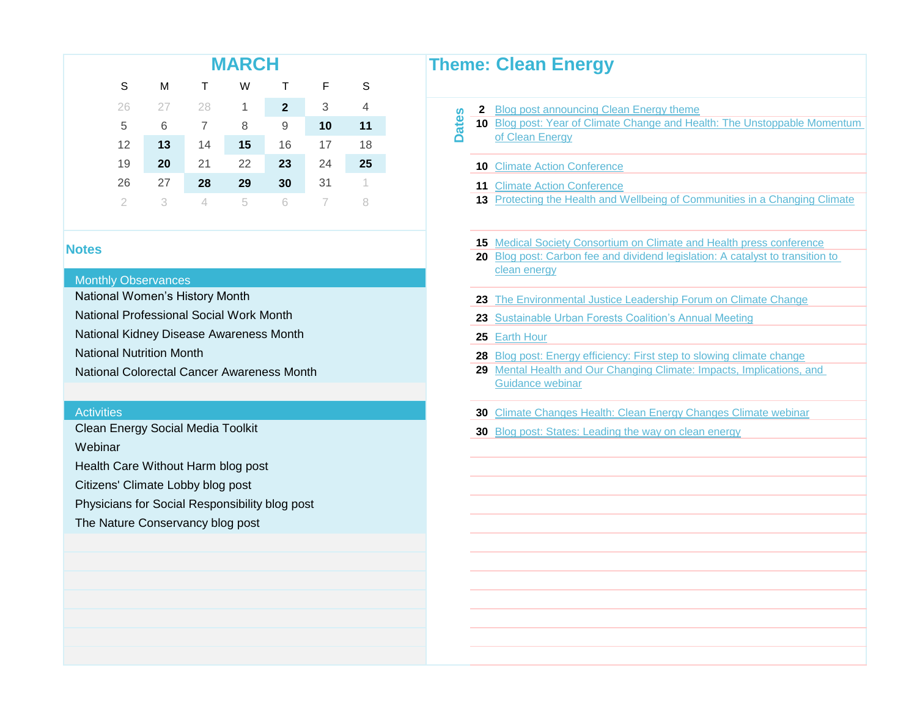## MARCH

| S | M | T | W | T | F | S |
|---|---|---|---|---|---|---|
| 26 | 27 | 28 | 1 | **2** | 3 | 4 |
| 5 | 6 | 7 | 8 | 9 | **10** | **11** |
| 12 | **13** | 14 | **15** | 16 | 17 | 18 |
| 19 | **20** | 21 | 22 | **23** | 24 | **25** |
| 26 | 27 | **28** | **29** | **30** | 31 | 1 |
| 2 | 3 | 4 | 5 | 6 | 7 | 8 |

## Notes

### Monthly Observances

- National Women's History Month
- National Professional Social Work Month
- National Kidney Disease Awareness Month
- National Nutrition Month
- National Colorectal Cancer Awareness Month

### Activities

- Clean Energy Social Media Toolkit
- Webinar
- Health Care Without Harm blog post
- Citizens' Climate Lobby blog post
- Physicians for Social Responsibility blog post
- The Nature Conservancy blog post

## Theme: Clean Energy

### Dates

- **2** Blog post announcing Clean Energy theme
- **10** Blog post: Year of Climate Change and Health: The Unstoppable Momentum of Clean Energy
- **10** Climate Action Conference
- **11** Climate Action Conference
- **13** Protecting the Health and Wellbeing of Communities in a Changing Climate
- **15** Medical Society Consortium on Climate and Health press conference
- **20** Blog post: Carbon fee and dividend legislation: A catalyst to transition to clean energy
- **23** The Environmental Justice Leadership Forum on Climate Change
- **23** Sustainable Urban Forests Coalition's Annual Meeting
- **25** Earth Hour
- **28** Blog post: Energy efficiency: First step to slowing climate change
- **29** Mental Health and Our Changing Climate: Impacts, Implications, and Guidance webinar
- **30** Climate Changes Health: Clean Energy Changes Climate webinar
- **30** Blog post: States: Leading the way on clean energy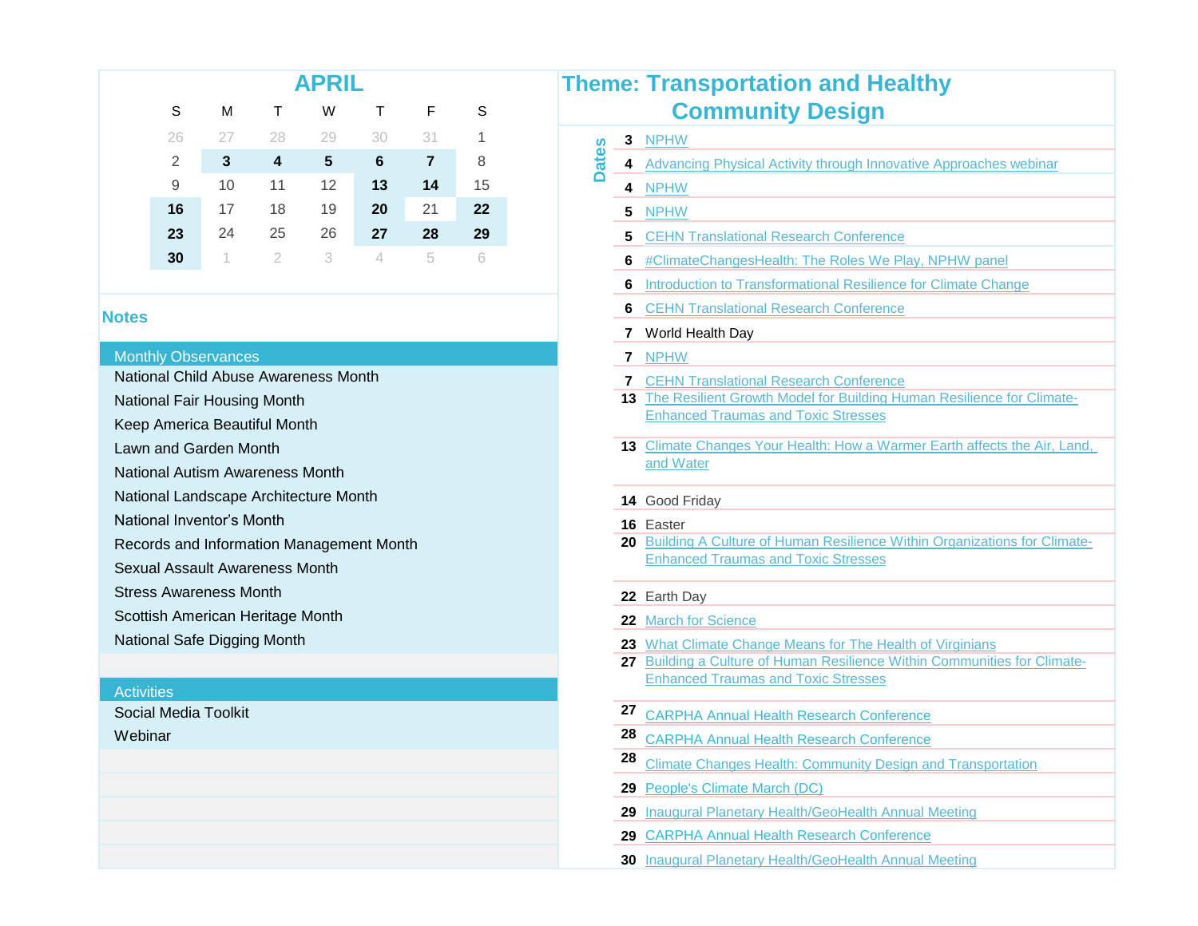## APRIL

| S | M | T | W | T | F | S |
|---|---|---|---|---|---|---|
| 26 | 27 | 28 | 29 | 30 | 31 | 1 |
| 2 | **3** | **4** | **5** | **6** | **7** | 8 |
| 9 | 10 | 11 | 12 | **13** | **14** | 15 |
| **16** | 17 | 18 | 19 | **20** | 21 | **22** |
| **23** | 24 | 25 | 26 | **27** | **28** | **29** |
| **30** | 1 | 2 | 3 | 4 | 5 | 6 |

## Notes

### Monthly Observances

- National Child Abuse Awareness Month
- National Fair Housing Month
- Keep America Beautiful Month
- Lawn and Garden Month
- National Autism Awareness Month
- National Landscape Architecture Month
- National Inventor's Month
- Records and Information Management Month
- Sexual Assault Awareness Month
- Stress Awareness Month
- Scottish American Heritage Month
- National Safe Digging Month

### Activities

- Social Media Toolkit
- Webinar

## Theme: Transportation and Healthy Community Design

### Dates

| Date | Event |
|---|---|
| **3** | NPHW |
| **4** | Advancing Physical Activity through Innovative Approaches webinar |
| **4** | NPHW |
| **5** | NPHW |
| **5** | CEHN Translational Research Conference |
| **6** | #ClimateChangesHealth: The Roles We Play, NPHW panel |
| **6** | Introduction to Transformational Resilience for Climate Change |
| **6** | CEHN Translational Research Conference |
| **7** | World Health Day |
| **7** | NPHW |
| **7** | CEHN Translational Research Conference |
| **13** | The Resilient Growth Model for Building Human Resilience for Climate-Enhanced Traumas and Toxic Stresses |
| **13** | Climate Changes Your Health: How a Warmer Earth affects the Air, Land, and Water |
| **14** | Good Friday |
| **16** | Easter |
| **20** | Building A Culture of Human Resilience Within Organizations for Climate-Enhanced Traumas and Toxic Stresses |
| **22** | Earth Day |
| **22** | March for Science |
| **23** | What Climate Change Means for The Health of Virginians |
| **27** | Building a Culture of Human Resilience Within Communities for Climate-Enhanced Traumas and Toxic Stresses |
| **27** | CARPHA Annual Health Research Conference |
| **28** | CARPHA Annual Health Research Conference |
| **28** | Climate Changes Health: Community Design and Transportation |
| **29** | People's Climate March (DC) |
| **29** | Inaugural Planetary Health/GeoHealth Annual Meeting |
| **29** | CARPHA Annual Health Research Conference |
| **30** | Inaugural Planetary Health/GeoHealth Annual Meeting |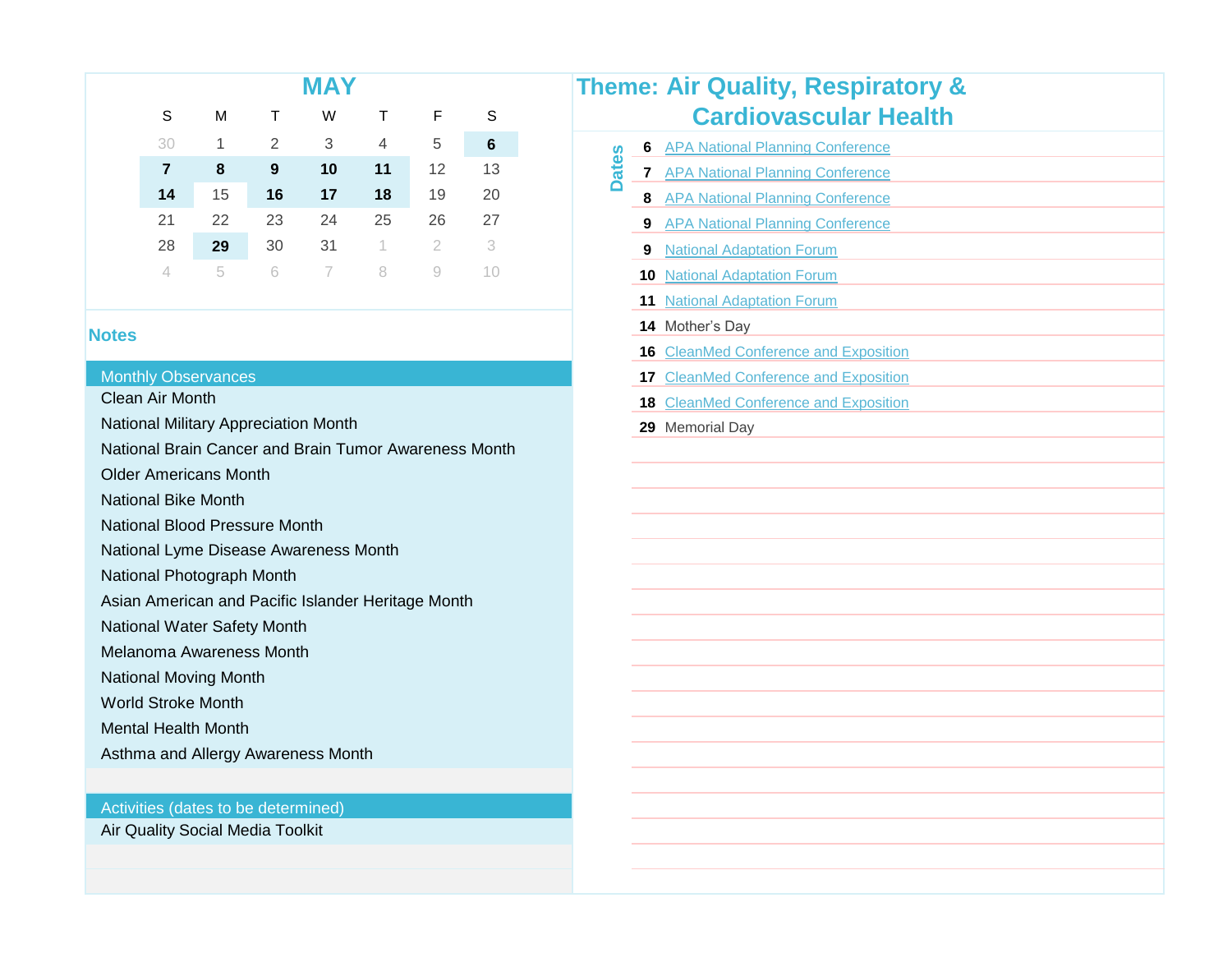# MAY

| S | M | T | W | T | F | S |
|---|---|---|---|---|---|---|
| 30 | 1 | 2 | 3 | 4 | 5 | **6** |
| **7** | **8** | **9** | **10** | **11** | 12 | 13 |
| **14** | 15 | **16** | **17** | **18** | 19 | 20 |
| 21 | 22 | 23 | 24 | 25 | 26 | 27 |
| 28 | **29** | 30 | 31 | 1 | 2 | 3 |
| 4 | 5 | 6 | 7 | 8 | 9 | 10 |

## Notes

### Monthly Observances

- Clean Air Month
- National Military Appreciation Month
- National Brain Cancer and Brain Tumor Awareness Month
- Older Americans Month
- National Bike Month
- National Blood Pressure Month
- National Lyme Disease Awareness Month
- National Photograph Month
- Asian American and Pacific Islander Heritage Month
- National Water Safety Month
- Melanoma Awareness Month
- National Moving Month
- World Stroke Month
- Mental Health Month
- Asthma and Allergy Awareness Month

### Activities (dates to be determined)

- Air Quality Social Media Toolkit

## Theme: Air Quality, Respiratory & Cardiovascular Health

### Dates

| Date | Event |
|---|---|
| 6 | APA National Planning Conference |
| 7 | APA National Planning Conference |
| 8 | APA National Planning Conference |
| 9 | APA National Planning Conference |
| 9 | National Adaptation Forum |
| 10 | National Adaptation Forum |
| 11 | National Adaptation Forum |
| 14 | Mother's Day |
| 16 | CleanMed Conference and Exposition |
| 17 | CleanMed Conference and Exposition |
| 18 | CleanMed Conference and Exposition |
| 29 | Memorial Day |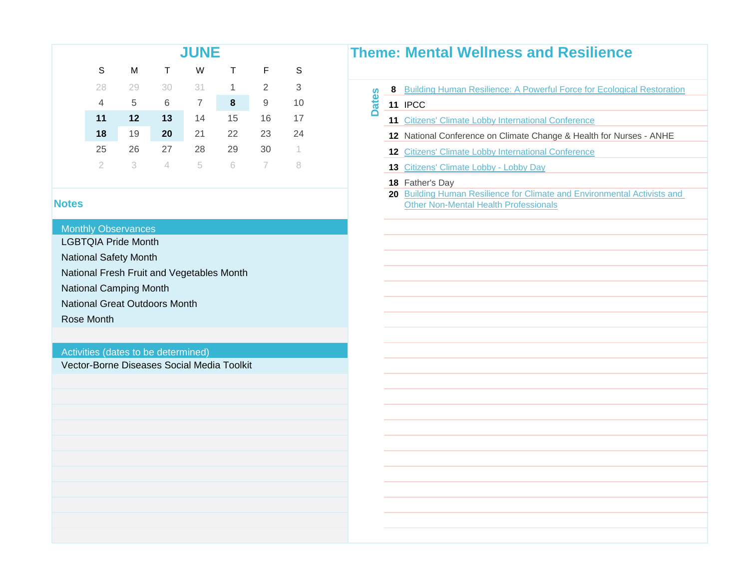# JUNE

| S | M | T | W | T | F | S |
|---|---|---|---|---|---|---|
| 28 | 29 | 30 | 31 | 1 | 2 | 3 |
| 4 | 5 | 6 | 7 | **8** | 9 | 10 |
| **11** | **12** | **13** | 14 | 15 | 16 | 17 |
| **18** | 19 | **20** | 21 | 22 | 23 | 24 |
| 25 | 26 | 27 | 28 | 29 | 30 | 1 |
| 2 | 3 | 4 | 5 | 6 | 7 | 8 |

## Notes

### Monthly Observances

- LGBTQIA Pride Month
- National Safety Month
- National Fresh Fruit and Vegetables Month
- National Camping Month
- National Great Outdoors Month
- Rose Month

### Activities (dates to be determined)

- Vector-Borne Diseases Social Media Toolkit

## Theme: Mental Wellness and Resilience

### Dates

- **8** Building Human Resilience: A Powerful Force for Ecological Restoration
- **11** IPCC
- **11** Citizens' Climate Lobby International Conference
- **12** National Conference on Climate Change & Health for Nurses - ANHE
- **12** Citizens' Climate Lobby International Conference
- **13** Citizens' Climate Lobby - Lobby Day
- **18** Father's Day
- **20** Building Human Resilience for Climate and Environmental Activists and Other Non-Mental Health Professionals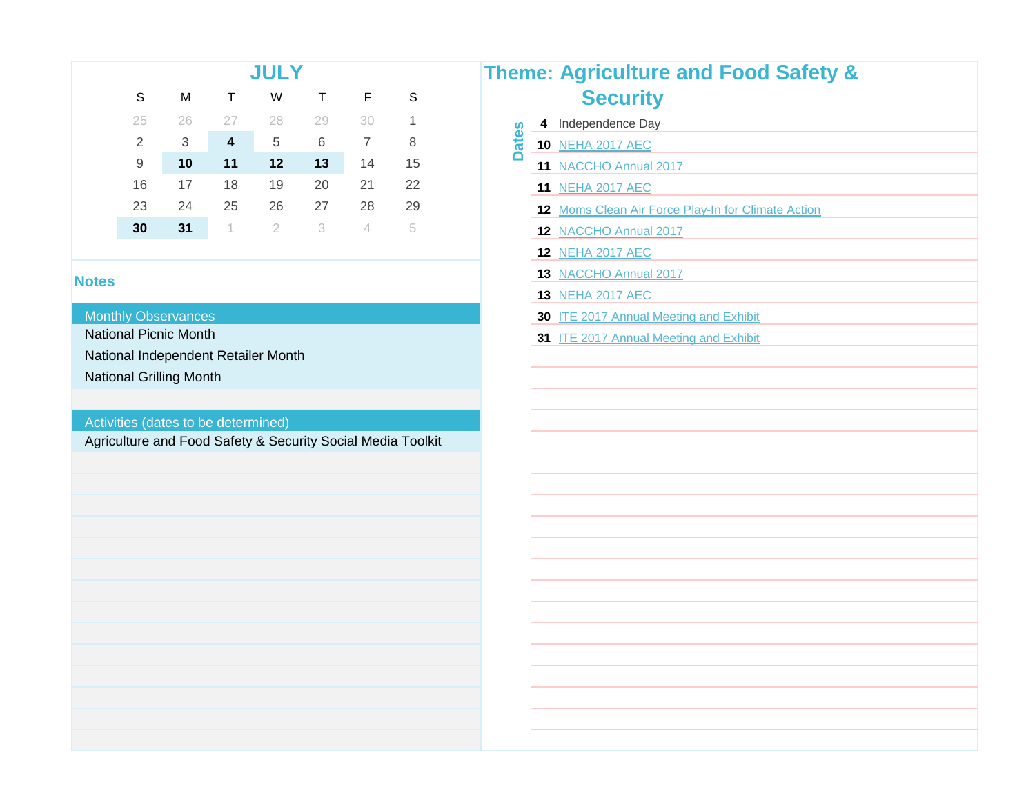# JULY

| S | M | T | W | T | F | S |
|---|---|---|---|---|---|---|
| 25 | 26 | 27 | 28 | 29 | 30 | 1 |
| 2 | 3 | **4** | 5 | 6 | 7 | 8 |
| 9 | **10** | **11** | **12** | **13** | 14 | 15 |
| 16 | 17 | 18 | 19 | 20 | 21 | 22 |
| 23 | 24 | 25 | 26 | 27 | 28 | 29 |
| **30** | **31** | 1 | 2 | 3 | 4 | 5 |

## Notes

**Monthly Observances**

- National Picnic Month
- National Independent Retailer Month
- National Grilling Month

**Activities (dates to be determined)**

- Agriculture and Food Safety & Security Social Media Toolkit

## Theme: Agriculture and Food Safety & Security

**Dates**

| Date | Event |
|---|---|
| **4** | Independence Day |
| **10** | NEHA 2017 AEC |
| **11** | NACCHO Annual 2017 |
| **11** | NEHA 2017 AEC |
| **12** | Moms Clean Air Force Play-In for Climate Action |
| **12** | NACCHO Annual 2017 |
| **12** | NEHA 2017 AEC |
| **13** | NACCHO Annual 2017 |
| **13** | NEHA 2017 AEC |
| **30** | ITE 2017 Annual Meeting and Exhibit |
| **31** | ITE 2017 Annual Meeting and Exhibit |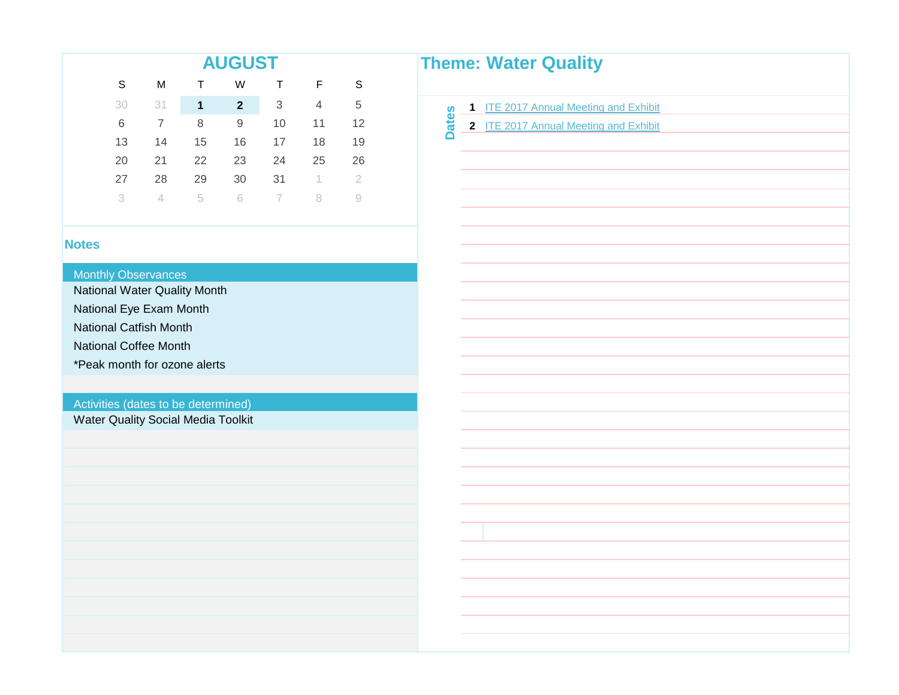## AUGUST

| S | M | T | W | T | F | S |
|---|---|---|---|---|---|---|
| 30 | 31 | **1** | **2** | 3 | 4 | 5 |
| 6 | 7 | 8 | 9 | 10 | 11 | 12 |
| 13 | 14 | 15 | 16 | 17 | 18 | 19 |
| 20 | 21 | 22 | 23 | 24 | 25 | 26 |
| 27 | 28 | 29 | 30 | 31 | 1 | 2 |
| 3 | 4 | 5 | 6 | 7 | 8 | 9 |

## Theme: Water Quality

### Dates

**1** ITE 2017 Annual Meeting and Exhibit

**2** ITE 2017 Annual Meeting and Exhibit

### Notes

**Monthly Observances**

National Water Quality Month

National Eye Exam Month

National Catfish Month

National Coffee Month

*Peak month for ozone alerts

**Activities (dates to be determined)**

Water Quality Social Media Toolkit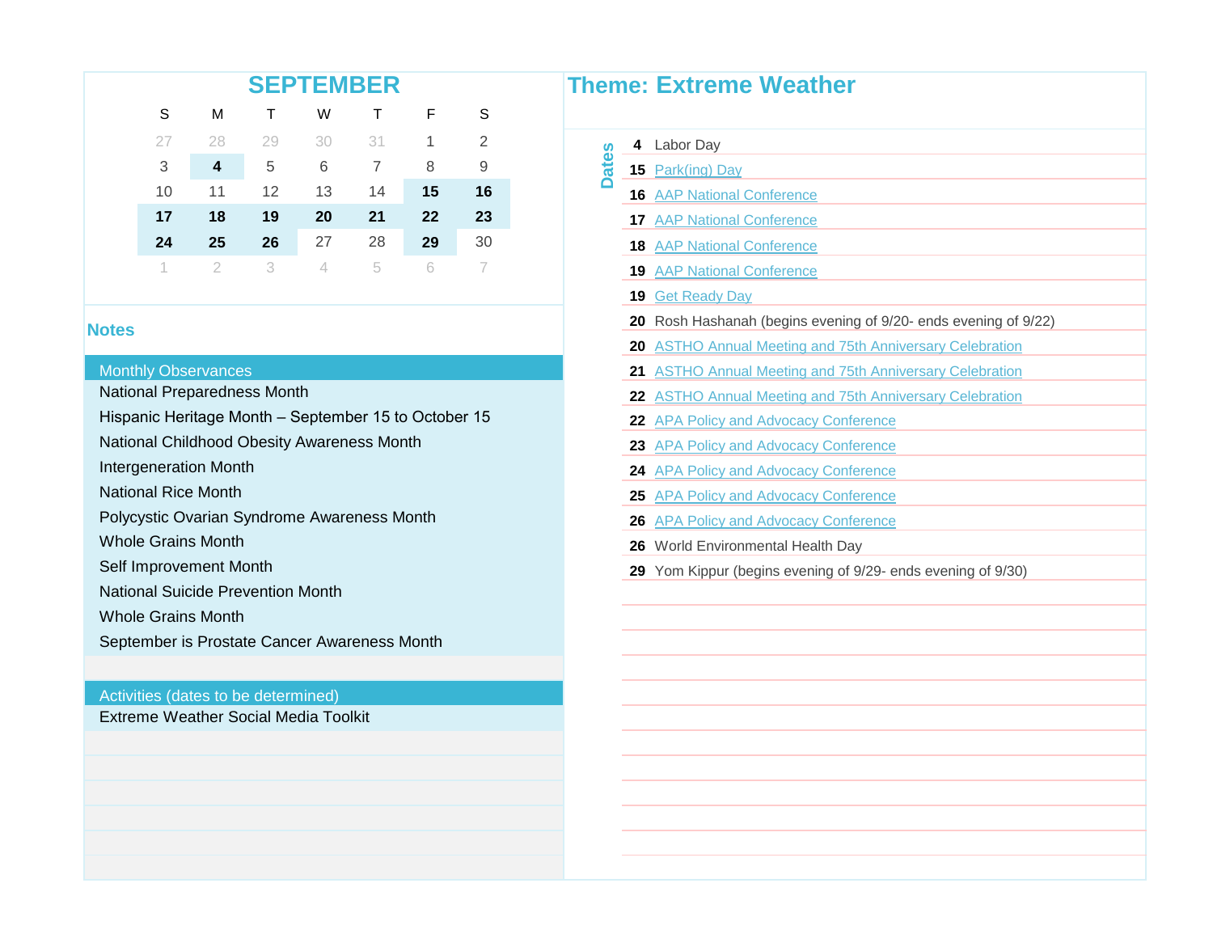## SEPTEMBER

| S | M | T | W | T | F | S |
|---|---|---|---|---|---|---|
| 27 | 28 | 29 | 30 | 31 | 1 | 2 |
| 3 | **4** | 5 | 6 | 7 | 8 | 9 |
| 10 | 11 | 12 | 13 | 14 | **15** | **16** |
| **17** | **18** | **19** | **20** | **21** | **22** | **23** |
| **24** | **25** | **26** | 27 | 28 | **29** | 30 |
| 1 | 2 | 3 | 4 | 5 | 6 | 7 |

## Theme: Extreme Weather

### Dates

- **4** Labor Day
- **15** Park(ing) Day
- **16** AAP National Conference
- **17** AAP National Conference
- **18** AAP National Conference
- **19** AAP National Conference
- **19** Get Ready Day
- **20** Rosh Hashanah (begins evening of 9/20- ends evening of 9/22)
- **20** ASTHO Annual Meeting and 75th Anniversary Celebration
- **21** ASTHO Annual Meeting and 75th Anniversary Celebration
- **22** ASTHO Annual Meeting and 75th Anniversary Celebration
- **22** APA Policy and Advocacy Conference
- **23** APA Policy and Advocacy Conference
- **24** APA Policy and Advocacy Conference
- **25** APA Policy and Advocacy Conference
- **26** APA Policy and Advocacy Conference
- **26** World Environmental Health Day
- **29** Yom Kippur (begins evening of 9/29- ends evening of 9/30)

## Notes

### Monthly Observances

- National Preparedness Month
- Hispanic Heritage Month – September 15 to October 15
- National Childhood Obesity Awareness Month
- Intergeneration Month
- National Rice Month
- Polycystic Ovarian Syndrome Awareness Month
- Whole Grains Month
- Self Improvement Month
- National Suicide Prevention Month
- Whole Grains Month
- September is Prostate Cancer Awareness Month

### Activities (dates to be determined)

- Extreme Weather Social Media Toolkit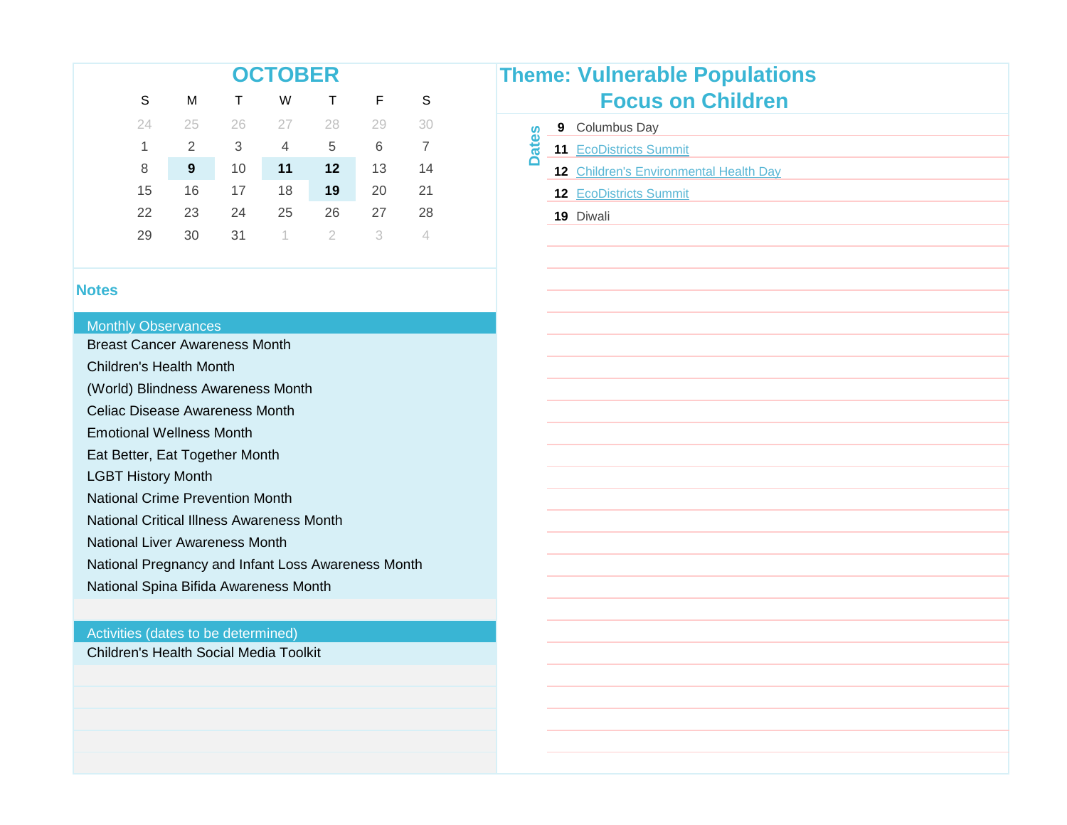# OCTOBER

| S | M | T | W | T | F | S |
|---|---|---|---|---|---|---|
| 24 | 25 | 26 | 27 | 28 | 29 | 30 |
| 1 | 2 | 3 | 4 | 5 | 6 | 7 |
| 8 | **9** | 10 | **11** | **12** | 13 | 14 |
| 15 | 16 | 17 | 18 | **19** | 20 | 21 |
| 22 | 23 | 24 | 25 | 26 | 27 | 28 |
| 29 | 30 | 31 | 1 | 2 | 3 | 4 |

# Theme: Vulnerable Populations Focus on Children

## Dates

- **9** Columbus Day
- **11** EcoDistricts Summit
- **12** Children's Environmental Health Day
- **12** EcoDistricts Summit
- **19** Diwali

## Notes

### Monthly Observances

- Breast Cancer Awareness Month
- Children's Health Month
- (World) Blindness Awareness Month
- Celiac Disease Awareness Month
- Emotional Wellness Month
- Eat Better, Eat Together Month
- LGBT History Month
- National Crime Prevention Month
- National Critical Illness Awareness Month
- National Liver Awareness Month
- National Pregnancy and Infant Loss Awareness Month
- National Spina Bifida Awareness Month

### Activities (dates to be determined)

- Children's Health Social Media Toolkit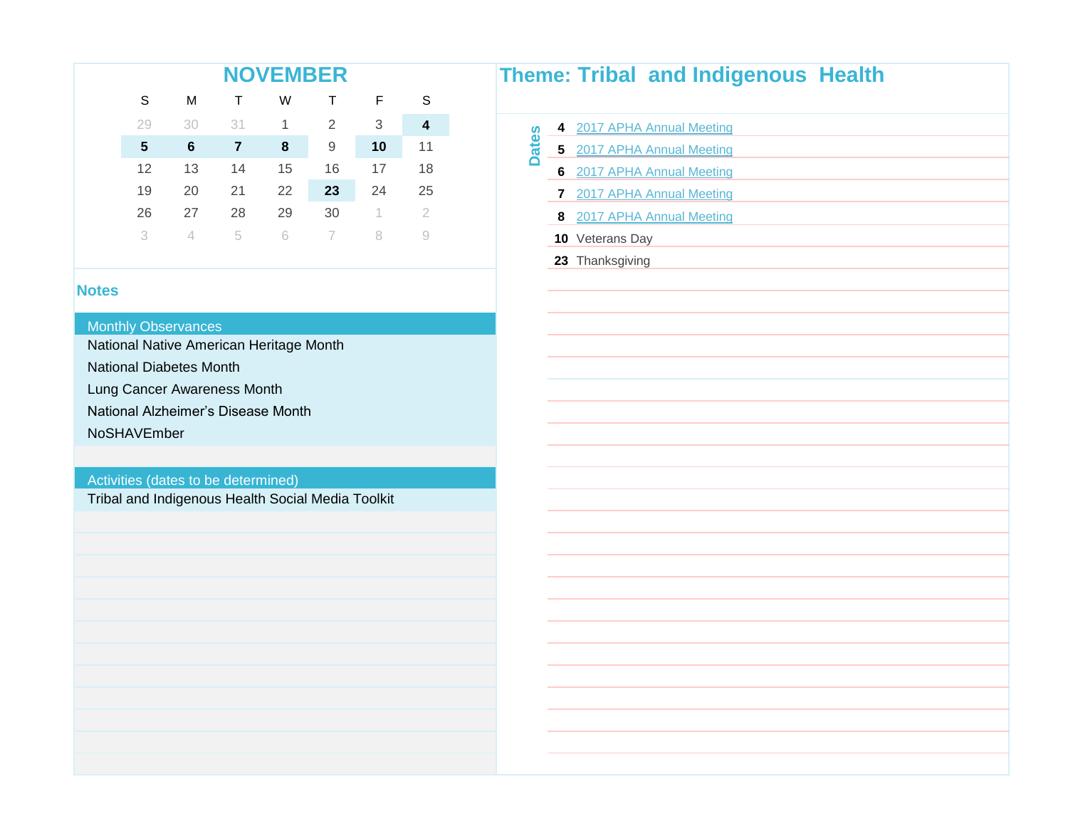## NOVEMBER

| S | M | T | W | T | F | S |
|---|---|---|---|---|---|---|
| 29 | 30 | 31 | 1 | 2 | 3 | **4** |
| **5** | **6** | **7** | **8** | 9 | **10** | 11 |
| 12 | 13 | 14 | 15 | 16 | 17 | 18 |
| 19 | 20 | 21 | 22 | **23** | 24 | 25 |
| 26 | 27 | 28 | 29 | 30 | 1 | 2 |
| 3 | 4 | 5 | 6 | 7 | 8 | 9 |

## Theme: Tribal and Indigenous Health

### Dates

- **4** 2017 APHA Annual Meeting
- **5** 2017 APHA Annual Meeting
- **6** 2017 APHA Annual Meeting
- **7** 2017 APHA Annual Meeting
- **8** 2017 APHA Annual Meeting
- **10** Veterans Day
- **23** Thanksgiving

## Notes

### Monthly Observances

- National Native American Heritage Month
- National Diabetes Month
- Lung Cancer Awareness Month
- National Alzheimer's Disease Month
- NoSHAVEmber

### Activities (dates to be determined)

- Tribal and Indigenous Health Social Media Toolkit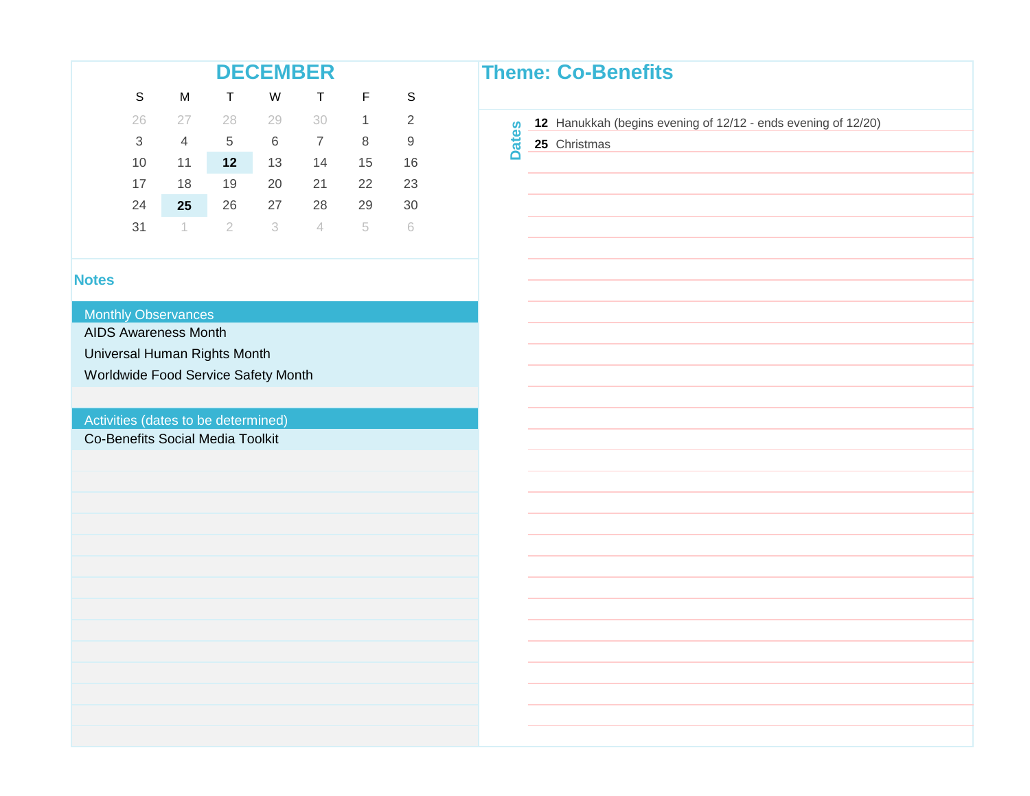## DECEMBER

| S | M | T | W | T | F | S |
|---|---|---|---|---|---|---|
| 26 | 27 | 28 | 29 | 30 | 1 | 2 |
| 3 | 4 | 5 | 6 | 7 | 8 | 9 |
| 10 | 11 | **12** | 13 | 14 | 15 | 16 |
| 17 | 18 | 19 | 20 | 21 | 22 | 23 |
| 24 | **25** | 26 | 27 | 28 | 29 | 30 |
| 31 | 1 | 2 | 3 | 4 | 5 | 6 |

## Theme: Co-Benefits

### Dates

**12** Hanukkah (begins evening of 12/12 - ends evening of 12/20)

**25** Christmas

### Notes

**Monthly Observances**

- AIDS Awareness Month
- Universal Human Rights Month
- Worldwide Food Service Safety Month

**Activities (dates to be determined)**

- Co-Benefits Social Media Toolkit